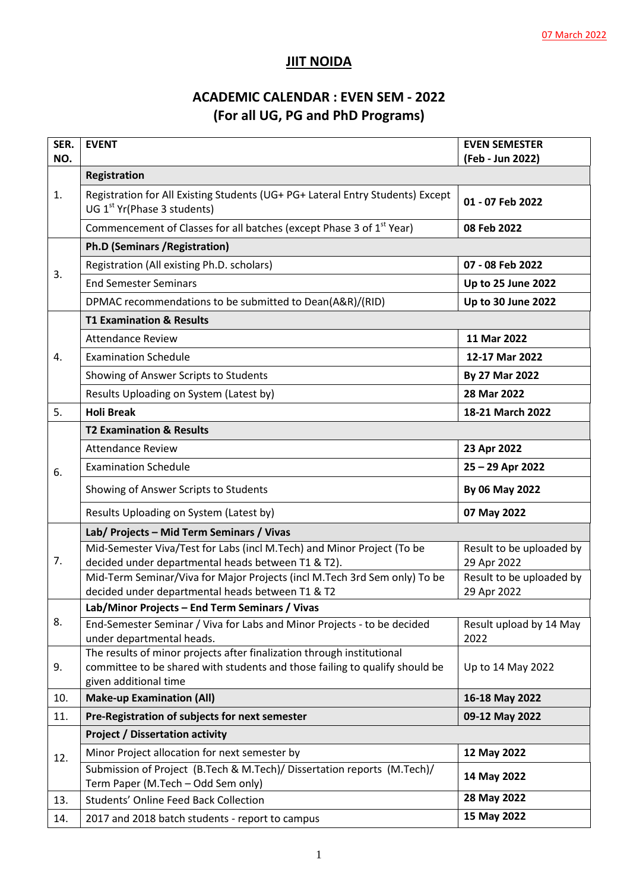07 March 2022

# JIIT NOIDA

## ACADEMIC CALENDAR : EVEN SEM - 2022
## (For all UG, PG and PhD Programs)

| SER. NO. | EVENT | EVEN SEMESTER (Feb - Jun 2022) |
|---|---|---|
| 1. | **Registration** | |
| | Registration for All Existing Students (UG+ PG+ Lateral Entry Students) Except UG 1st Yr(Phase 3 students) | **01 - 07 Feb 2022** |
| | Commencement of Classes for all batches (except Phase 3 of 1st Year) | **08 Feb 2022** |
| 3. | **Ph.D (Seminars /Registration)** | |
| | Registration (All existing Ph.D. scholars) | **07 - 08 Feb 2022** |
| | End Semester Seminars | **Up to 25 June 2022** |
| | DPMAC recommendations to be submitted to Dean(A&R)/(RID) | **Up to 30 June 2022** |
| 4. | **T1 Examination & Results** | |
| | Attendance Review | **11 Mar 2022** |
| | Examination Schedule | **12-17 Mar 2022** |
| | Showing of Answer Scripts to Students | **By 27 Mar 2022** |
| | Results Uploading on System (Latest by) | **28 Mar 2022** |
| 5. | **Holi Break** | **18-21 March 2022** |
| 6. | **T2 Examination & Results** | |
| | Attendance Review | **23 Apr 2022** |
| | Examination Schedule | **25 – 29 Apr 2022** |
| | Showing of Answer Scripts to Students | **By 06 May 2022** |
| | Results Uploading on System (Latest by) | **07 May 2022** |
| 7. | **Lab/ Projects – Mid Term Seminars / Vivas** | |
| | Mid-Semester Viva/Test for Labs (incl M.Tech) and Minor Project (To be decided under departmental heads between T1 & T2). | Result to be uploaded by 29 Apr 2022 |
| | Mid-Term Seminar/Viva for Major Projects (incl M.Tech 3rd Sem only) To be decided under departmental heads between T1 & T2 | Result to be uploaded by 29 Apr 2022 |
| 8. | **Lab/Minor Projects – End Term Seminars / Vivas** | |
| | End-Semester Seminar / Viva for Labs and Minor Projects - to be decided under departmental heads. | Result upload by 14 May 2022 |
| 9. | The results of minor projects after finalization through institutional committee to be shared with students and those failing to qualify should be given additional time | Up to 14 May 2022 |
| 10. | **Make-up Examination (All)** | **16-18 May 2022** |
| 11. | **Pre-Registration of subjects for next semester** | **09-12 May 2022** |
| 12. | **Project / Dissertation activity** | |
| | Minor Project allocation for next semester by | **12 May 2022** |
| | Submission of Project (B.Tech & M.Tech)/ Dissertation reports (M.Tech)/ Term Paper (M.Tech – Odd Sem only) | **14 May 2022** |
| 13. | Students' Online Feed Back Collection | **28 May 2022** |
| 14. | 2017 and 2018 batch students - report to campus | **15 May 2022** |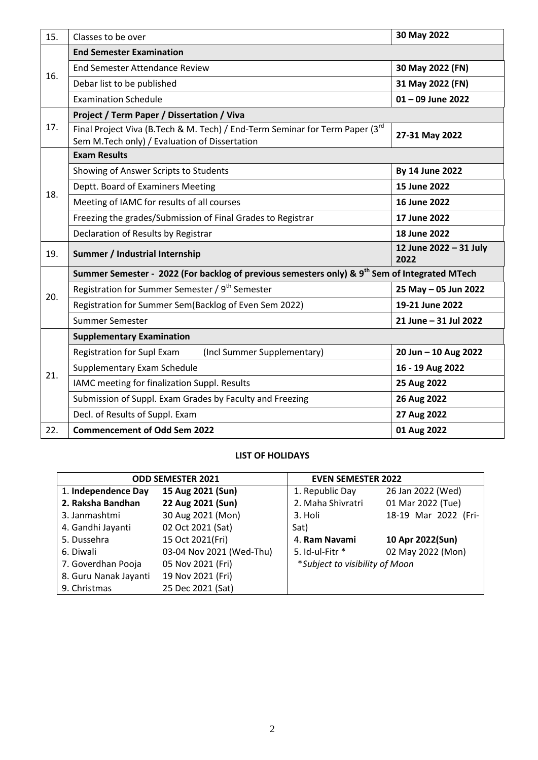| | | |
|---|---|---|
| 15. | Classes to be over | **30 May 2022** |
| 16. | **End Semester Examination** | |
| | End Semester Attendance Review | **30 May 2022 (FN)** |
| | Debar list to be published | **31 May 2022 (FN)** |
| | Examination Schedule | **01 – 09 June 2022** |
| 17. | **Project / Term Paper / Dissertation / Viva** | |
| | Final Project Viva (B.Tech & M. Tech) / End-Term Seminar for Term Paper (3rd Sem M.Tech only) / Evaluation of Dissertation | **27-31 May 2022** |
| 18. | **Exam Results** | |
| | Showing of Answer Scripts to Students | **By 14 June 2022** |
| | Deptt. Board of Examiners Meeting | **15 June 2022** |
| | Meeting of IAMC for results of all courses | **16 June 2022** |
| | Freezing the grades/Submission of Final Grades to Registrar | **17 June 2022** |
| | Declaration of Results by Registrar | **18 June 2022** |
| 19. | **Summer / Industrial Internship** | **12 June 2022 – 31 July 2022** |
| 20. | **Summer Semester - 2022 (For backlog of previous semesters only) & 9th Sem of Integrated MTech** | |
| | Registration for Summer Semester / 9th Semester | **25 May – 05 Jun 2022** |
| | Registration for Summer Sem(Backlog of Even Sem 2022) | **19-21 June 2022** |
| | Summer Semester | **21 June – 31 Jul 2022** |
| 21. | **Supplementary Examination** | |
| | Registration for Supl Exam (Incl Summer Supplementary) | **20 Jun – 10 Aug 2022** |
| | Supplementary Exam Schedule | **16 - 19 Aug 2022** |
| | IAMC meeting for finalization Suppl. Results | **25 Aug 2022** |
| | Submission of Suppl. Exam Grades by Faculty and Freezing | **26 Aug 2022** |
| | Decl. of Results of Suppl. Exam | **27 Aug 2022** |
| 22. | **Commencement of Odd Sem 2022** | **01 Aug 2022** |

## LIST OF HOLIDAYS

| ODD SEMESTER 2021 | | EVEN SEMESTER 2022 | |
|---|---|---|---|
| 1. **Independence Day** | **15 Aug 2021 (Sun)** | 1. Republic Day | 26 Jan 2022 (Wed) |
| **2. Raksha Bandhan** | **22 Aug 2021 (Sun)** | 2. Maha Shivratri | 01 Mar 2022 (Tue) |
| 3. Janmashtmi | 30 Aug 2021 (Mon) | 3. Holi | 18-19 Mar 2022 (Fri-Sat) |
| 4. Gandhi Jayanti | 02 Oct 2021 (Sat) | 4. **Ram Navami** | **10 Apr 2022(Sun)** |
| 5. Dussehra | 15 Oct 2021(Fri) | 5. Id-ul-Fitr * | 02 May 2022 (Mon) |
| 6. Diwali | 03-04 Nov 2021 (Wed-Thu) | *Subject to visibility of Moon* | |
| 7. Goverdhan Pooja | 05 Nov 2021 (Fri) | | |
| 8. Guru Nanak Jayanti | 19 Nov 2021 (Fri) | | |
| 9. Christmas | 25 Dec 2021 (Sat) | | |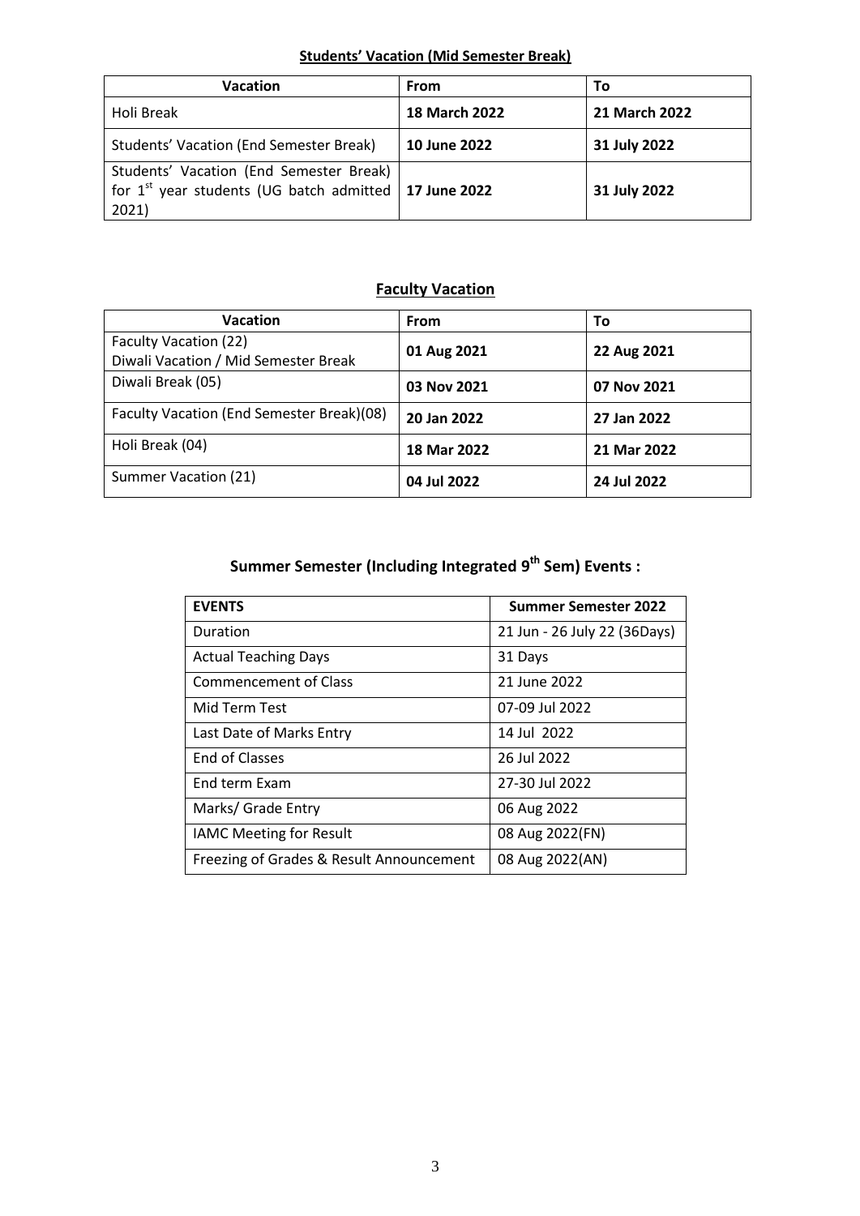**Students' Vacation (Mid Semester Break)**

| Vacation | From | To |
|---|---|---|
| Holi Break | **18 March 2022** | **21 March 2022** |
| Students' Vacation (End Semester Break) | **10 June 2022** | **31 July 2022** |
| Students' Vacation (End Semester Break) for 1st year students (UG batch admitted 2021) | **17 June 2022** | **31 July 2022** |

**Faculty Vacation**

| Vacation | From | To |
|---|---|---|
| Faculty Vacation (22) Diwali Vacation / Mid Semester Break | **01 Aug 2021** | **22 Aug 2021** |
| Diwali Break (05) | **03 Nov 2021** | **07 Nov 2021** |
| Faculty Vacation (End Semester Break)(08) | **20 Jan 2022** | **27 Jan 2022** |
| Holi Break (04) | **18 Mar 2022** | **21 Mar 2022** |
| Summer Vacation (21) | **04 Jul 2022** | **24 Jul 2022** |

## Summer Semester (Including Integrated 9th Sem) Events :

| EVENTS | Summer Semester 2022 |
|---|---|
| Duration | 21 Jun - 26 July 22 (36Days) |
| Actual Teaching Days | 31 Days |
| Commencement of Class | 21 June 2022 |
| Mid Term Test | 07-09 Jul 2022 |
| Last Date of Marks Entry | 14 Jul 2022 |
| End of Classes | 26 Jul 2022 |
| End term Exam | 27-30 Jul 2022 |
| Marks/ Grade Entry | 06 Aug 2022 |
| IAMC Meeting for Result | 08 Aug 2022(FN) |
| Freezing of Grades & Result Announcement | 08 Aug 2022(AN) |